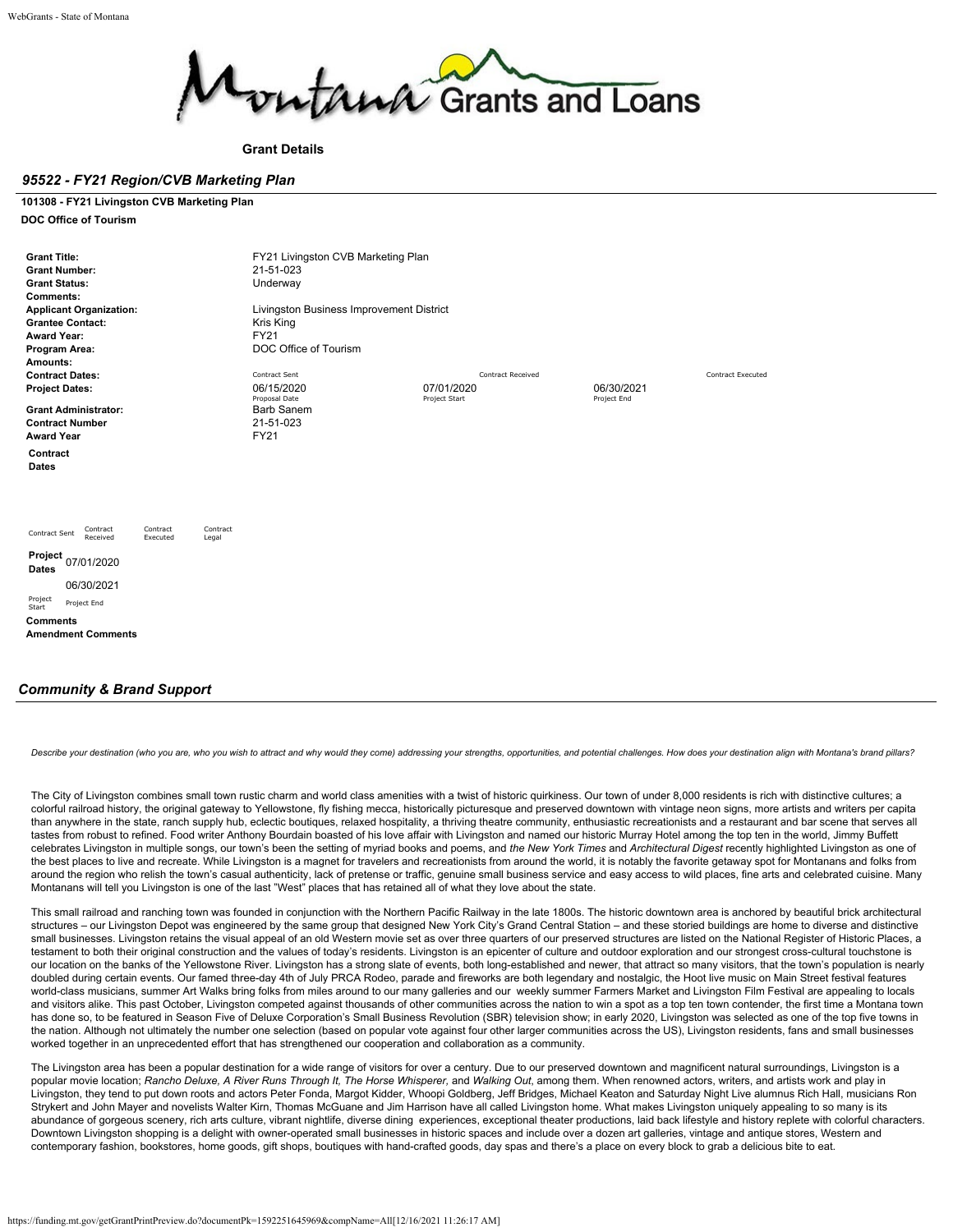**Grant Details**

## *95522 - FY21 Region/CVB Marketing Plan*

**101308 - FY21 Livingston CVB Marketing Plan**

**DOC Office of Tourism**

| | | | | |
|---|---|---|---|---|
| **Grant Title:** | FY21 Livingston CVB Marketing Plan | | | |
| **Grant Number:** | 21-51-023 | | | |
| **Grant Status:** | Underway | | | |
| **Comments:** | | | | |
| **Applicant Organization:** | Livingston Business Improvement District | | | |
| **Grantee Contact:** | Kris King | | | |
| **Award Year:** | FY21 | | | |
| **Program Area:** | DOC Office of Tourism | | | |
| **Amounts:** | | | | |
| **Contract Dates:** | Contract Sent | Contract Received | | Contract Executed |
| **Project Dates:** | 06/15/2020<br>Proposal Date | 07/01/2020<br>Project Start | 06/30/2021<br>Project End | |
| **Grant Administrator:** | Barb Sanem | | | |
| **Contract Number** | 21-51-023 | | | |
| **Award Year** | FY21 | | | |

**Contract Dates**

| Contract Sent | Contract Received | Contract Executed | Contract Legal |
|---|---|---|---|
| | | | |

**Project Dates**

| 07/01/2020 | 06/30/2021 |
|---|---|
| Project Start | Project End |

**Comments**

**Amendment Comments**

## *Community & Brand Support*

*Describe your destination (who you are, who you wish to attract and why would they come) addressing your strengths, opportunities, and potential challenges. How does your destination align with Montana's brand pillars?*

The City of Livingston combines small town rustic charm and world class amenities with a twist of historic quirkiness. Our town of under 8,000 residents is rich with distinctive cultures; a colorful railroad history, the original gateway to Yellowstone, fly fishing mecca, historically picturesque and preserved downtown with vintage neon signs, more artists and writers per capita than anywhere in the state, ranch supply hub, eclectic boutiques, relaxed hospitality, a thriving theatre community, enthusiastic recreationists and a restaurant and bar scene that serves all tastes from robust to refined. Food writer Anthony Bourdain boasted of his love affair with Livingston and named our historic Murray Hotel among the top ten in the world, Jimmy Buffett celebrates Livingston in multiple songs, our town's been the setting of myriad books and poems, and *the New York Times* and *Architectural Digest* recently highlighted Livingston as one of the best places to live and recreate. While Livingston is a magnet for travelers and recreationists from around the world, it is notably the favorite getaway spot for Montanans and folks from around the region who relish the town's casual authenticity, lack of pretense or traffic, genuine small business service and easy access to wild places, fine arts and celebrated cuisine. Many Montanans will tell you Livingston is one of the last "West" places that has retained all of what they love about the state.

This small railroad and ranching town was founded in conjunction with the Northern Pacific Railway in the late 1800s. The historic downtown area is anchored by beautiful brick architectural structures – our Livingston Depot was engineered by the same group that designed New York City's Grand Central Station – and these storied buildings are home to diverse and distinctive small businesses. Livingston retains the visual appeal of an old Western movie set as over three quarters of our preserved structures are listed on the National Register of Historic Places, a testament to both their original construction and the values of today's residents. Livingston is an epicenter of culture and outdoor exploration and our strongest cross-cultural touchstone is our location on the banks of the Yellowstone River. Livingston has a strong slate of events, both long-established and newer, that attract so many visitors, that the town's population is nearly doubled during certain events. Our famed three-day 4th of July PRCA Rodeo, parade and fireworks are both legendary and nostalgic, the Hoot live music on Main Street festival features world-class musicians, summer Art Walks bring folks from miles around to our many galleries and our weekly summer Farmers Market and Livingston Film Festival are appealing to locals and visitors alike. This past October, Livingston competed against thousands of other communities across the nation to win a spot as a top ten town contender, the first time a Montana town has done so, to be featured in Season Five of Deluxe Corporation's Small Business Revolution (SBR) television show; in early 2020, Livingston was selected as one of the top five towns in the nation. Although not ultimately the number one selection (based on popular vote against four other larger communities across the US), Livingston residents, fans and small businesses worked together in an unprecedented effort that has strengthened our cooperation and collaboration as a community.

The Livingston area has been a popular destination for a wide range of visitors for over a century. Due to our preserved downtown and magnificent natural surroundings, Livingston is a popular movie location; *Rancho Deluxe, A River Runs Through It, The Horse Whisperer,* and *Walking Out*, among them. When renowned actors, writers, and artists work and play in Livingston, they tend to put down roots and actors Peter Fonda, Margot Kidder, Whoopi Goldberg, Jeff Bridges, Michael Keaton and Saturday Night Live alumnus Rich Hall, musicians Ron Strykert and John Mayer and novelists Walter Kirn, Thomas McGuane and Jim Harrison have all called Livingston home. What makes Livingston uniquely appealing to so many is its abundance of gorgeous scenery, rich arts culture, vibrant nightlife, diverse dining experiences, exceptional theater productions, laid back lifestyle and history replete with colorful characters. Downtown Livingston shopping is a delight with owner-operated small businesses in historic spaces and include over a dozen art galleries, vintage and antique stores, Western and contemporary fashion, bookstores, home goods, gift shops, boutiques with hand-crafted goods, day spas and there's a place on every block to grab a delicious bite to eat.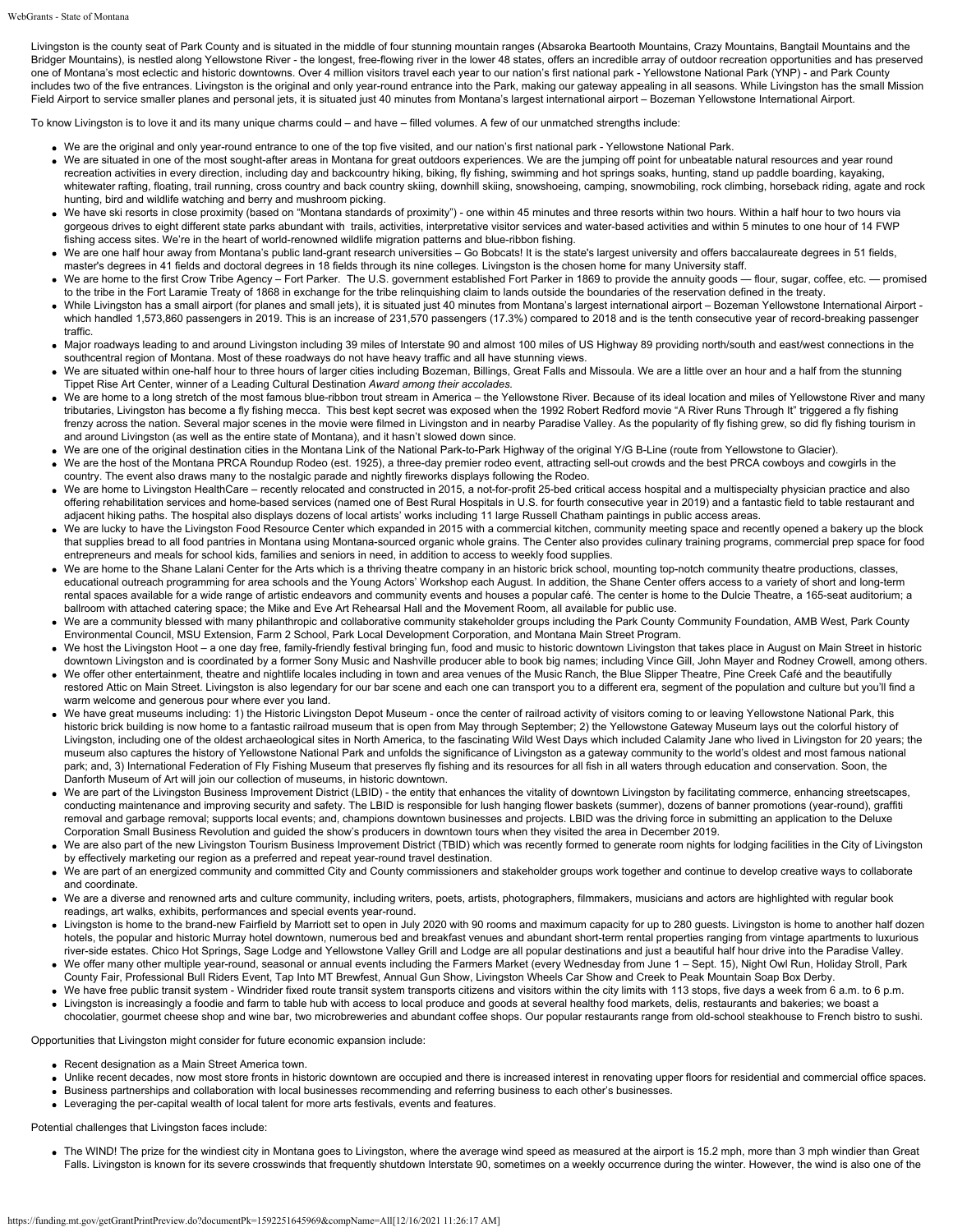Livingston is the county seat of Park County and is situated in the middle of four stunning mountain ranges (Absaroka Beartooth Mountains, Crazy Mountains, Bangtail Mountains and the Bridger Mountains), is nestled along Yellowstone River - the longest, free-flowing river in the lower 48 states, offers an incredible array of outdoor recreation opportunities and has preserved one of Montana's most eclectic and historic downtowns. Over 4 million visitors travel each year to our nation's first national park - Yellowstone National Park (YNP) - and Park County includes two of the five entrances. Livingston is the original and only year-round entrance into the Park, making our gateway appealing in all seasons. While Livingston has the small Mission Field Airport to service smaller planes and personal jets, it is situated just 40 minutes from Montana's largest international airport – Bozeman Yellowstone International Airport.

To know Livingston is to love it and its many unique charms could – and have – filled volumes. A few of our unmatched strengths include:

- We are the original and only year-round entrance to one of the top five visited, and our nation's first national park - Yellowstone National Park.
- We are situated in one of the most sought-after areas in Montana for great outdoors experiences. We are the jumping off point for unbeatable natural resources and year round recreation activities in every direction, including day and backcountry hiking, biking, fly fishing, swimming and hot springs soaks, hunting, stand up paddle boarding, kayaking, whitewater rafting, floating, trail running, cross country and back country skiing, downhill skiing, snowshoeing, camping, snowmobiling, rock climbing, horseback riding, agate and rock hunting, bird and wildlife watching and berry and mushroom picking.
- We have six ski resorts in close proximity (based on "Montana standards of proximity") - one within 45 minutes and three resorts within two hours. Within a half hour to two hours via gorgeous drives to eight different state parks abundant with trails, activities, interpretative visitor services and water-based activities and within 5 minutes to one hour of 14 FWP fishing access sites. We're in the heart of world-renowned wildlife migration patterns and blue-ribbon fishing.
- We are one half hour away from Montana's public land-grant research universities – Go Bobcats! It is the state's largest university and offers baccalaureate degrees in 51 fields, master's degrees in 41 fields and doctoral degrees in 18 fields through its nine colleges. Livingston is the chosen home for many University staff.
- We are home to the first Crow Tribe Agency – Fort Parker. The U.S. government established Fort Parker in 1869 to provide the annuity goods — flour, sugar, coffee, etc. — promised to the tribe in the Fort Laramie Treaty of 1868 in exchange for the tribe relinquishing claim to lands outside the boundaries of the reservation defined in the treaty.
- While Livingston has a small airport (for planes and small jets), it is situated just 40 minutes from Montana's largest international airport – Bozeman Yellowstone International Airport - which handled 1,573,860 passengers in 2019. This is an increase of 231,570 passengers (17.3%) compared to 2018 and is the tenth consecutive year of record-breaking passenger traffic.
- Major roadways leading to and around Livingston including 39 miles of Interstate 90 and almost 100 miles of US Highway 89 providing north/south and east/west connections in the southcentral region of Montana. Most of these roadways do not have heavy traffic and all have stunning views.
- We are situated within one-half hour to three hours of larger cities including Bozeman, Billings, Great Falls and Missoula. We are a little over an hour and a half from the stunning Tippet Rise Art Center, winner of a Leading Cultural Destination *Award among their accolades.*
- We are home to a long stretch of the most famous blue-ribbon trout stream in America – the Yellowstone River. Because of its ideal location and miles of Yellowstone River and many tributaries, Livingston has become a fly fishing mecca. This best kept secret was exposed when the 1992 Robert Redford movie "A River Runs Through It" triggered a fly fishing frenzy across the nation. Several major scenes in the movie were filmed in Livingston and in nearby Paradise Valley. As the popularity of fly fishing grew, so did fly fishing tourism in and around Livingston (as well as the entire state of Montana), and it hasn't slowed down since.
- We are one of the original destination cities in the Montana Link of the National Park-to-Park Highway of the original Y/G B-Line (route from Yellowstone to Glacier).
- We are the host of the Montana PRCA Roundup Rodeo (est. 1925), a three-day premier rodeo event, attracting sell-out crowds and the best PRCA cowboys and cowgirls in the country. The event also draws many to the nostalgic parade and nightly fireworks displays following the Rodeo.
- We are home to Livingston HealthCare – recently relocated and constructed in 2015, a not-for-profit 25-bed critical access hospital and a multispecialty physician practice and also offering rehabilitation services and home-based services (named one of Best Rural Hospitals in U.S. for fourth consecutive year in 2019) and a fantastic field to table restaurant and adjacent hiking paths. The hospital also displays dozens of local artists' works including 11 large Russell Chatham paintings in public access areas.
- We are lucky to have the Livingston Food Resource Center which expanded in 2015 with a commercial kitchen, community meeting space and recently opened a bakery up the block that supplies bread to all food pantries in Montana using Montana-sourced organic whole grains. The Center also provides culinary training programs, commercial prep space for food entrepreneurs and meals for school kids, families and seniors in need, in addition to access to weekly food supplies.
- We are home to the Shane Lalani Center for the Arts which is a thriving theatre company in an historic brick school, mounting top-notch community theatre productions, classes, educational outreach programming for area schools and the Young Actors' Workshop each August. In addition, the Shane Center offers access to a variety of short and long-term rental spaces available for a wide range of artistic endeavors and community events and houses a popular café. The center is home to the Dulcie Theatre, a 165-seat auditorium; a ballroom with attached catering space; the Mike and Eve Art Rehearsal Hall and the Movement Room, all available for public use.
- We are a community blessed with many philanthropic and collaborative community stakeholder groups including the Park County Community Foundation, AMB West, Park County Environmental Council, MSU Extension, Farm 2 School, Park Local Development Corporation, and Montana Main Street Program.
- We host the Livingston Hoot – a one day free, family-friendly festival bringing fun, food and music to historic downtown Livingston that takes place in August on Main Street in historic downtown Livingston and is coordinated by a former Sony Music and Nashville producer able to book big names; including Vince Gill, John Mayer and Rodney Crowell, among others.
- We offer other entertainment, theatre and nightlife locales including in town and area venues of the Music Ranch, the Blue Slipper Theatre, Pine Creek Café and the beautifully restored Attic on Main Street. Livingston is also legendary for our bar scene and each one can transport you to a different era, segment of the population and culture but you'll find a warm welcome and generous pour where ever you land.
- We have great museums including: 1) the Historic Livingston Depot Museum - once the center of railroad activity of visitors coming to or leaving Yellowstone National Park, this historic brick building is now home to a fantastic railroad museum that is open from May through September; 2) the Yellowstone Gateway Museum lays out the colorful history of Livingston, including one of the oldest archaeological sites in North America, to the fascinating Wild West Days which included Calamity Jane who lived in Livingston for 20 years; the museum also captures the history of Yellowstone National Park and unfolds the significance of Livingston as a gateway community to the world's oldest and most famous national park; and, 3) International Federation of Fly Fishing Museum that preserves fly fishing and its resources for all fish in all waters through education and conservation. Soon, the Danforth Museum of Art will join our collection of museums, in historic downtown.
- We are part of the Livingston Business Improvement District (LBID) - the entity that enhances the vitality of downtown Livingston by facilitating commerce, enhancing streetscapes, conducting maintenance and improving security and safety. The LBID is responsible for lush hanging flower baskets (summer), dozens of banner promotions (year-round), graffiti removal and garbage removal; supports local events; and, champions downtown businesses and projects. LBID was the driving force in submitting an application to the Deluxe Corporation Small Business Revolution and guided the show's producers in downtown tours when they visited the area in December 2019.
- We are also part of the new Livingston Tourism Business Improvement District (TBID) which was recently formed to generate room nights for lodging facilities in the City of Livingston by effectively marketing our region as a preferred and repeat year-round travel destination.
- We are part of an energized community and committed City and County commissioners and stakeholder groups work together and continue to develop creative ways to collaborate and coordinate.
- We are a diverse and renowned arts and culture community, including writers, poets, artists, photographers, filmmakers, musicians and actors are highlighted with regular book readings, art walks, exhibits, performances and special events year-round.
- Livingston is home to the brand-new Fairfield by Marriott set to open in July 2020 with 90 rooms and maximum capacity for up to 280 guests. Livingston is home to another half dozen hotels, the popular and historic Murray hotel downtown, numerous bed and breakfast venues and abundant short-term rental properties ranging from vintage apartments to luxurious river-side estates. Chico Hot Springs, Sage Lodge and Yellowstone Valley Grill and Lodge are all popular destinations and just a beautiful half hour drive into the Paradise Valley.
- We offer many other multiple year-round, seasonal or annual events including the Farmers Market (every Wednesday from June 1 – Sept. 15), Night Owl Run, Holiday Stroll, Park County Fair, Professional Bull Riders Event, Tap Into MT Brewfest, Annual Gun Show, Livingston Wheels Car Show and Creek to Peak Mountain Soap Box Derby.
- We have free public transit system - Windrider fixed route transit system transports citizens and visitors within the city limits with 113 stops, five days a week from 6 a.m. to 6 p.m.
- Livingston is increasingly a foodie and farm to table hub with access to local produce and goods at several healthy food markets, delis, restaurants and bakeries; we boast a chocolatier, gourmet cheese shop and wine bar, two microbreweries and abundant coffee shops. Our popular restaurants range from old-school steakhouse to French bistro to sushi.

Opportunities that Livingston might consider for future economic expansion include:

- Recent designation as a Main Street America town.
- Unlike recent decades, now most store fronts in historic downtown are occupied and there is increased interest in renovating upper floors for residential and commercial office spaces.
- Business partnerships and collaboration with local businesses recommending and referring business to each other's businesses.
- Leveraging the per-capital wealth of local talent for more arts festivals, events and features.

Potential challenges that Livingston faces include:

- The WIND! The prize for the windiest city in Montana goes to Livingston, where the average wind speed as measured at the airport is 15.2 mph, more than 3 mph windier than Great Falls. Livingston is known for its severe crosswinds that frequently shutdown Interstate 90, sometimes on a weekly occurrence during the winter. However, the wind is also one of the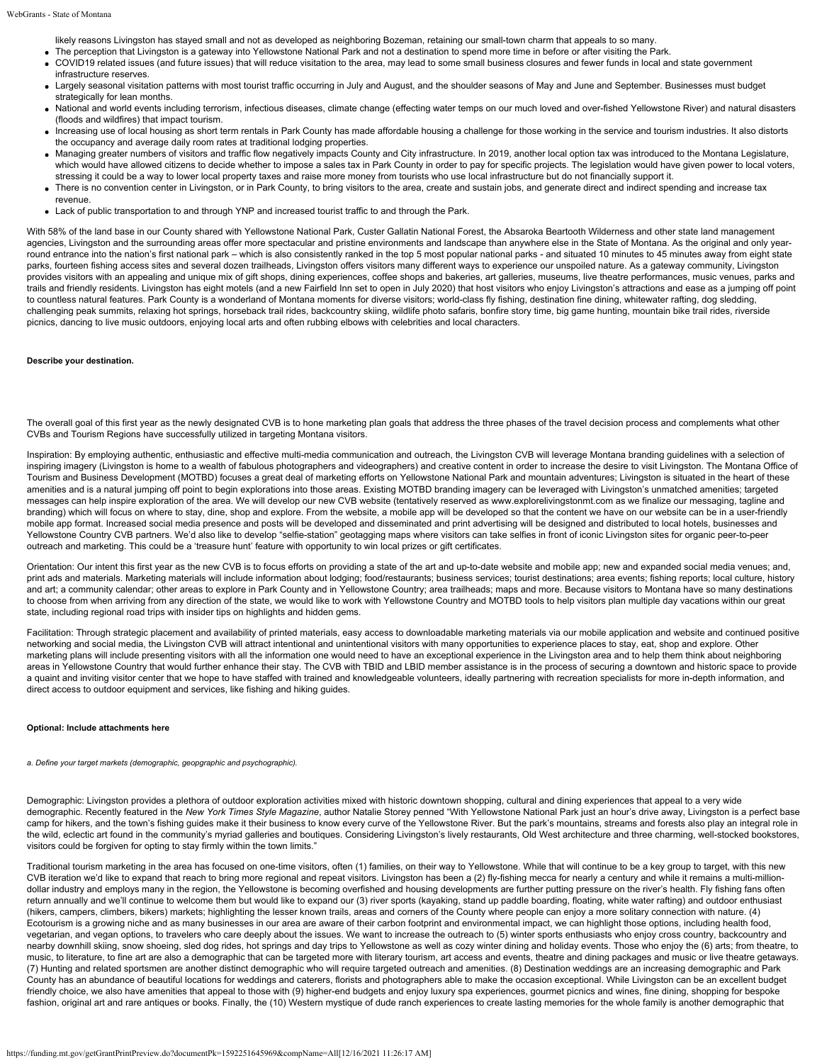likely reasons Livingston has stayed small and not as developed as neighboring Bozeman, retaining our small-town charm that appeals to so many.

- The perception that Livingston is a gateway into Yellowstone National Park and not a destination to spend more time in before or after visiting the Park.
- COVID19 related issues (and future issues) that will reduce visitation to the area, may lead to some small business closures and fewer funds in local and state government infrastructure reserves.
- Largely seasonal visitation patterns with most tourist traffic occurring in July and August, and the shoulder seasons of May and June and September. Businesses must budget strategically for lean months.
- National and world events including terrorism, infectious diseases, climate change (effecting water temps on our much loved and over-fished Yellowstone River) and natural disasters (floods and wildfires) that impact tourism.
- Increasing use of local housing as short term rentals in Park County has made affordable housing a challenge for those working in the service and tourism industries. It also distorts the occupancy and average daily room rates at traditional lodging properties.
- Managing greater numbers of visitors and traffic flow negatively impacts County and City infrastructure. In 2019, another local option tax was introduced to the Montana Legislature, which would have allowed citizens to decide whether to impose a sales tax in Park County in order to pay for specific projects. The legislation would have given power to local voters, stressing it could be a way to lower local property taxes and raise more money from tourists who use local infrastructure but do not financially support it.
- There is no convention center in Livingston, or in Park County, to bring visitors to the area, create and sustain jobs, and generate direct and indirect spending and increase tax revenue.
- Lack of public transportation to and through YNP and increased tourist traffic to and through the Park.

With 58% of the land base in our County shared with Yellowstone National Park, Custer Gallatin National Forest, the Absaroka Beartooth Wilderness and other state land management agencies, Livingston and the surrounding areas offer more spectacular and pristine environments and landscape than anywhere else in the State of Montana. As the original and only year-round entrance into the nation's first national park – which is also consistently ranked in the top 5 most popular national parks - and situated 10 minutes to 45 minutes away from eight state parks, fourteen fishing access sites and several dozen trailheads, Livingston offers visitors many different ways to experience our unspoiled nature. As a gateway community, Livingston provides visitors with an appealing and unique mix of gift shops, dining experiences, coffee shops and bakeries, art galleries, museums, live theatre performances, music venues, parks and trails and friendly residents. Livingston has eight motels (and a new Fairfield Inn set to open in July 2020) that host visitors who enjoy Livingston's attractions and ease as a jumping off point to countless natural features. Park County is a wonderland of Montana moments for diverse visitors; world-class fly fishing, destination fine dining, whitewater rafting, dog sledding, challenging peak summits, relaxing hot springs, horseback trail rides, backcountry skiing, wildlife photo safaris, bonfire story time, big game hunting, mountain bike trail rides, riverside picnics, dancing to live music outdoors, enjoying local arts and often rubbing elbows with celebrities and local characters.

**Describe your destination.**

The overall goal of this first year as the newly designated CVB is to hone marketing plan goals that address the three phases of the travel decision process and complements what other CVBs and Tourism Regions have successfully utilized in targeting Montana visitors.

Inspiration: By employing authentic, enthusiastic and effective multi-media communication and outreach, the Livingston CVB will leverage Montana branding guidelines with a selection of inspiring imagery (Livingston is home to a wealth of fabulous photographers and videographers) and creative content in order to increase the desire to visit Livingston. The Montana Office of Tourism and Business Development (MOTBD) focuses a great deal of marketing efforts on Yellowstone National Park and mountain adventures; Livingston is situated in the heart of these amenities and is a natural jumping off point to begin explorations into those areas. Existing MOTBD branding imagery can be leveraged with Livingston's unmatched amenities; targeted messages can help inspire exploration of the area. We will develop our new CVB website (tentatively reserved as www.explorelivingstonmt.com as we finalize our messaging, tagline and branding) which will focus on where to stay, dine, shop and explore. From the website, a mobile app will be developed so that the content we have on our website can be in a user-friendly mobile app format. Increased social media presence and posts will be developed and disseminated and print advertising will be designed and distributed to local hotels, businesses and Yellowstone Country CVB partners. We'd also like to develop "selfie-station" geotagging maps where visitors can take selfies in front of iconic Livingston sites for organic peer-to-peer outreach and marketing. This could be a 'treasure hunt' feature with opportunity to win local prizes or gift certificates.

Orientation: Our intent this first year as the new CVB is to focus efforts on providing a state of the art and up-to-date website and mobile app; new and expanded social media venues; and, print ads and materials. Marketing materials will include information about lodging; food/restaurants; business services; tourist destinations; area events; fishing reports; local culture, history and art; a community calendar; other areas to explore in Park County and in Yellowstone Country; area trailheads; maps and more. Because visitors to Montana have so many destinations to choose from when arriving from any direction of the state, we would like to work with Yellowstone Country and MOTBD tools to help visitors plan multiple day vacations within our great state, including regional road trips with insider tips on highlights and hidden gems.

Facilitation: Through strategic placement and availability of printed materials, easy access to downloadable marketing materials via our mobile application and website and continued positive networking and social media, the Livingston CVB will attract intentional and unintentional visitors with many opportunities to experience places to stay, eat, shop and explore. Other marketing plans will include presenting visitors with all the information one would need to have an exceptional experience in the Livingston area and to help them think about neighboring areas in Yellowstone Country that would further enhance their stay. The CVB with TBID and LBID member assistance is in the process of securing a downtown and historic space to provide a quaint and inviting visitor center that we hope to have staffed with trained and knowledgeable volunteers, ideally partnering with recreation specialists for more in-depth information, and direct access to outdoor equipment and services, like fishing and hiking guides.

**Optional: Include attachments here**

*a. Define your target markets (demographic, geopgraphic and psychographic).*

Demographic: Livingston provides a plethora of outdoor exploration activities mixed with historic downtown shopping, cultural and dining experiences that appeal to a very wide demographic. Recently featured in the *New York Times Style Magazine*, author Natalie Storey penned "With Yellowstone National Park just an hour's drive away, Livingston is a perfect base camp for hikers, and the town's fishing guides make it their business to know every curve of the Yellowstone River. But the park's mountains, streams and forests also play an integral role in the wild, eclectic art found in the community's myriad galleries and boutiques. Considering Livingston's lively restaurants, Old West architecture and three charming, well-stocked bookstores, visitors could be forgiven for opting to stay firmly within the town limits."

Traditional tourism marketing in the area has focused on one-time visitors, often (1) families, on their way to Yellowstone. While that will continue to be a key group to target, with this new CVB iteration we'd like to expand that reach to bring more regional and repeat visitors. Livingston has been a (2) fly-fishing mecca for nearly a century and while it remains a multi-million-dollar industry and employs many in the region, the Yellowstone is becoming overfished and housing developments are further putting pressure on the river's health. Fly fishing fans often return annually and we'll continue to welcome them but would like to expand our (3) river sports (kayaking, stand up paddle boarding, floating, white water rafting) and outdoor enthusiast (hikers, campers, climbers, bikers) markets; highlighting the lesser known trails, areas and corners of the County where people can enjoy a more solitary connection with nature. (4) Ecotourism is a growing niche and as many businesses in our area are aware of their carbon footprint and environmental impact, we can highlight those options, including health food, vegetarian, and vegan options, to travelers who care deeply about the issues. We want to increase the outreach to (5) winter sports enthusiasts who enjoy cross country, backcountry and nearby downhill skiing, snow shoeing, sled dog rides, hot springs and day trips to Yellowstone as well as cozy winter dining and holiday events. Those who enjoy the (6) arts; from theatre, to music, to literature, to fine art are also a demographic that can be targeted more with literary tourism, art access and events, theatre and dining packages and music or live theatre getaways. (7) Hunting and related sportsmen are another distinct demographic who will require targeted outreach and amenities. (8) Destination weddings are an increasing demographic and Park County has an abundance of beautiful locations for weddings and caterers, florists and photographers able to make the occasion exceptional. While Livingston can be an excellent budget friendly choice, we also have amenities that appeal to those with (9) higher-end budgets and enjoy luxury spa experiences, gourmet picnics and wines, fine dining, shopping for bespoke fashion, original art and rare antiques or books. Finally, the (10) Western mystique of dude ranch experiences to create lasting memories for the whole family is another demographic that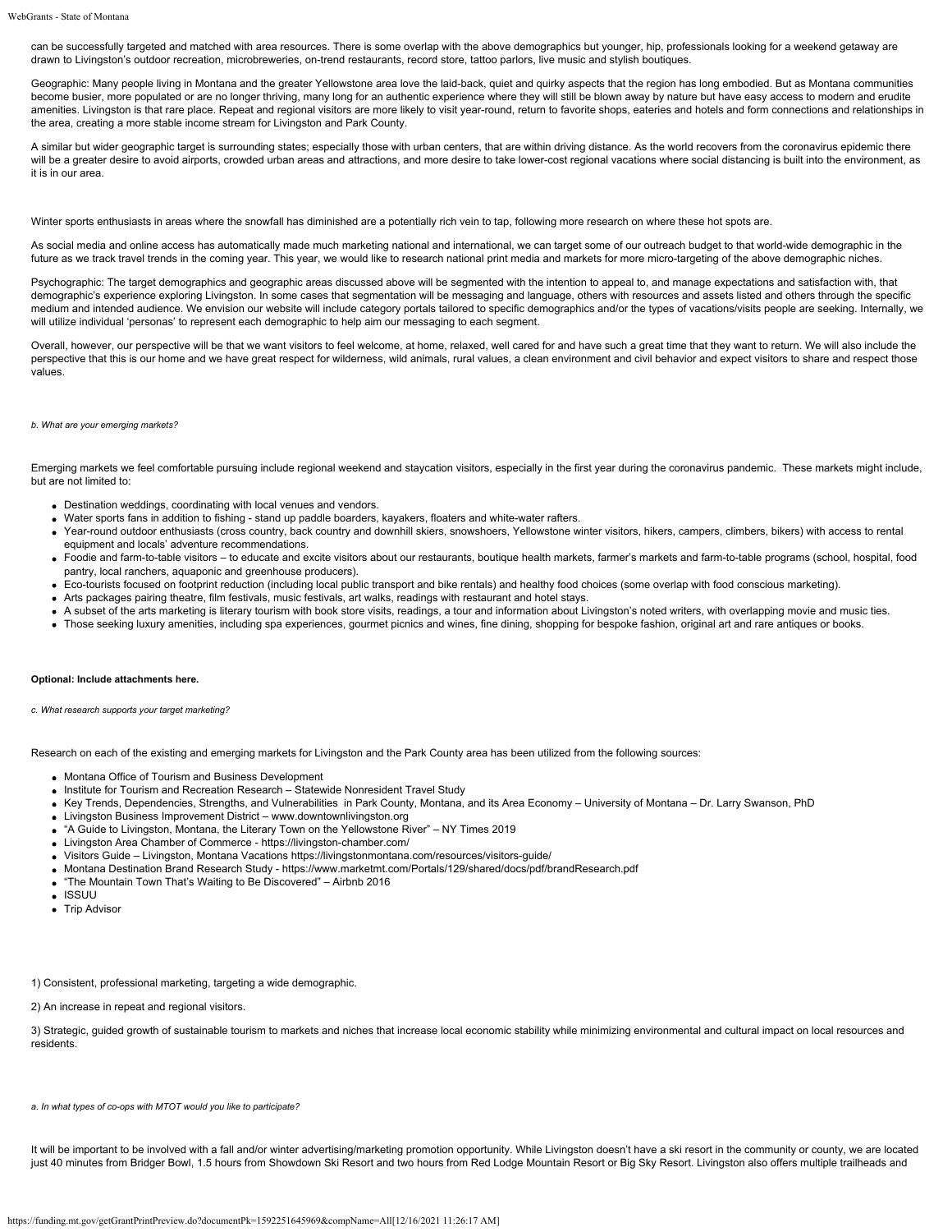can be successfully targeted and matched with area resources. There is some overlap with the above demographics but younger, hip, professionals looking for a weekend getaway are drawn to Livingston's outdoor recreation, microbreweries, on-trend restaurants, record store, tattoo parlors, live music and stylish boutiques.

Geographic: Many people living in Montana and the greater Yellowstone area love the laid-back, quiet and quirky aspects that the region has long embodied. But as Montana communities become busier, more populated or are no longer thriving, many long for an authentic experience where they will still be blown away by nature but have easy access to modern and erudite amenities. Livingston is that rare place. Repeat and regional visitors are more likely to visit year-round, return to favorite shops, eateries and hotels and form connections and relationships in the area, creating a more stable income stream for Livingston and Park County.

A similar but wider geographic target is surrounding states; especially those with urban centers, that are within driving distance. As the world recovers from the coronavirus epidemic there will be a greater desire to avoid airports, crowded urban areas and attractions, and more desire to take lower-cost regional vacations where social distancing is built into the environment, as it is in our area.

Winter sports enthusiasts in areas where the snowfall has diminished are a potentially rich vein to tap, following more research on where these hot spots are.

As social media and online access has automatically made much marketing national and international, we can target some of our outreach budget to that world-wide demographic in the future as we track travel trends in the coming year. This year, we would like to research national print media and markets for more micro-targeting of the above demographic niches.

Psychographic: The target demographics and geographic areas discussed above will be segmented with the intention to appeal to, and manage expectations and satisfaction with, that demographic's experience exploring Livingston. In some cases that segmentation will be messaging and language, others with resources and assets listed and others through the specific medium and intended audience. We envision our website will include category portals tailored to specific demographics and/or the types of vacations/visits people are seeking. Internally, we will utilize individual 'personas' to represent each demographic to help aim our messaging to each segment.

Overall, however, our perspective will be that we want visitors to feel welcome, at home, relaxed, well cared for and have such a great time that they want to return. We will also include the perspective that this is our home and we have great respect for wilderness, wild animals, rural values, a clean environment and civil behavior and expect visitors to share and respect those values.

*b. What are your emerging markets?*

Emerging markets we feel comfortable pursuing include regional weekend and staycation visitors, especially in the first year during the coronavirus pandemic. These markets might include, but are not limited to:

- Destination weddings, coordinating with local venues and vendors.
- Water sports fans in addition to fishing - stand up paddle boarders, kayakers, floaters and white-water rafters.
- Year-round outdoor enthusiasts (cross country, back country and downhill skiers, snowshoers, Yellowstone winter visitors, hikers, campers, climbers, bikers) with access to rental equipment and locals' adventure recommendations.
- Foodie and farm-to-table visitors – to educate and excite visitors about our restaurants, boutique health markets, farmer's markets and farm-to-table programs (school, hospital, food pantry, local ranchers, aquaponic and greenhouse producers).
- Eco-tourists focused on footprint reduction (including local public transport and bike rentals) and healthy food choices (some overlap with food conscious marketing).
- Arts packages pairing theatre, film festivals, music festivals, art walks, readings with restaurant and hotel stays.
- A subset of the arts marketing is literary tourism with book store visits, readings, a tour and information about Livingston's noted writers, with overlapping movie and music ties.
- Those seeking luxury amenities, including spa experiences, gourmet picnics and wines, fine dining, shopping for bespoke fashion, original art and rare antiques or books.

**Optional: Include attachments here.**

*c. What research supports your target marketing?*

Research on each of the existing and emerging markets for Livingston and the Park County area has been utilized from the following sources:

- Montana Office of Tourism and Business Development
- Institute for Tourism and Recreation Research – Statewide Nonresident Travel Study
- Key Trends, Dependencies, Strengths, and Vulnerabilities in Park County, Montana, and its Area Economy – University of Montana – Dr. Larry Swanson, PhD
- Livingston Business Improvement District – www.downtownlivingston.org
- "A Guide to Livingston, Montana, the Literary Town on the Yellowstone River" – NY Times 2019
- Livingston Area Chamber of Commerce - https://livingston-chamber.com/
- Visitors Guide – Livingston, Montana Vacations https://livingstonmontana.com/resources/visitors-guide/
- Montana Destination Brand Research Study - https://www.marketmt.com/Portals/129/shared/docs/pdf/brandResearch.pdf
- "The Mountain Town That's Waiting to Be Discovered" – Airbnb 2016
- ISSUU
- Trip Advisor

1) Consistent, professional marketing, targeting a wide demographic.

2) An increase in repeat and regional visitors.

3) Strategic, guided growth of sustainable tourism to markets and niches that increase local economic stability while minimizing environmental and cultural impact on local resources and residents.

*a. In what types of co-ops with MTOT would you like to participate?*

It will be important to be involved with a fall and/or winter advertising/marketing promotion opportunity. While Livingston doesn't have a ski resort in the community or county, we are located just 40 minutes from Bridger Bowl, 1.5 hours from Showdown Ski Resort and two hours from Red Lodge Mountain Resort or Big Sky Resort. Livingston also offers multiple trailheads and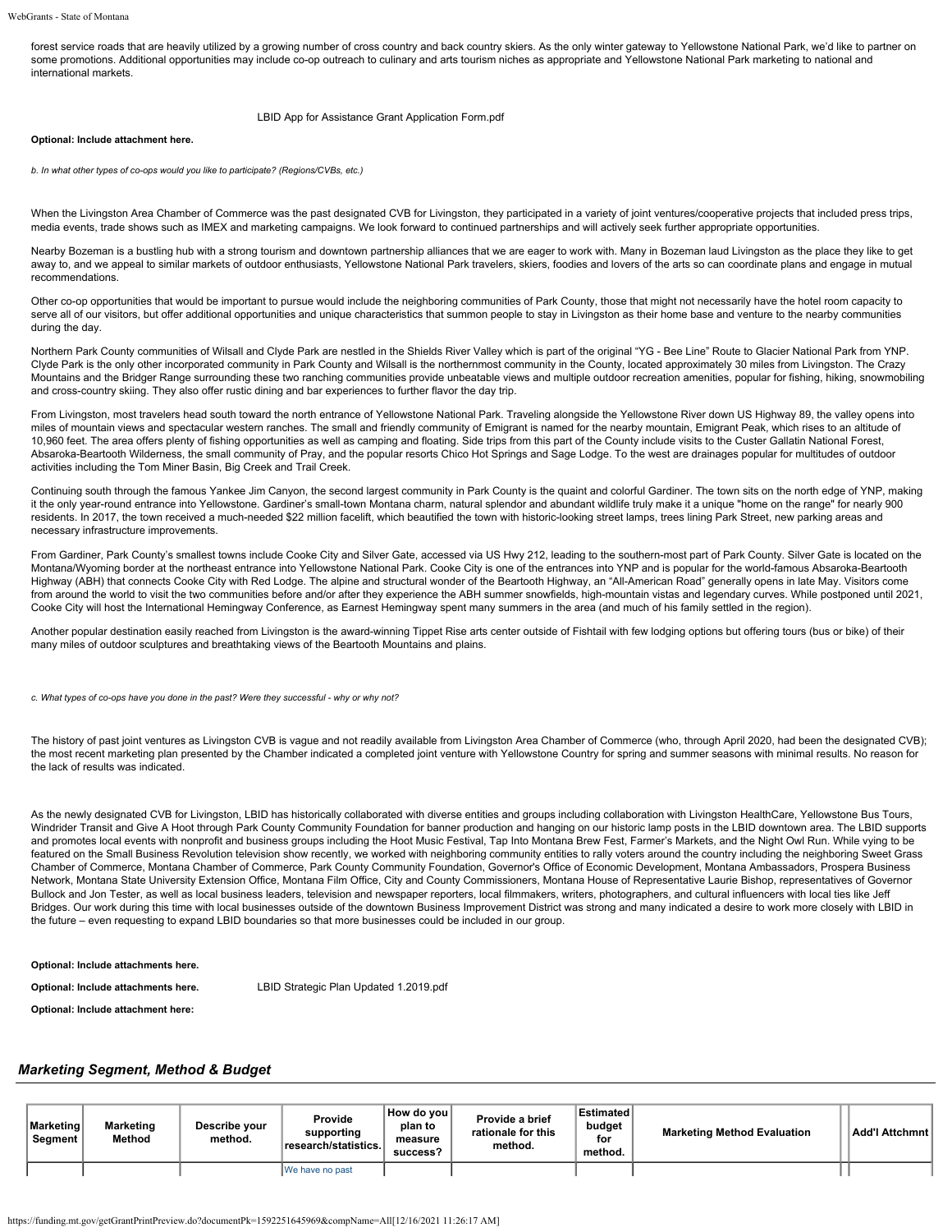forest service roads that are heavily utilized by a growing number of cross country and back country skiers. As the only winter gateway to Yellowstone National Park, we'd like to partner on some promotions. Additional opportunities may include co-op outreach to culinary and arts tourism niches as appropriate and Yellowstone National Park marketing to national and international markets.

LBID App for Assistance Grant Application Form.pdf

**Optional: Include attachment here.**

*b. In what other types of co-ops would you like to participate? (Regions/CVBs, etc.)*

When the Livingston Area Chamber of Commerce was the past designated CVB for Livingston, they participated in a variety of joint ventures/cooperative projects that included press trips, media events, trade shows such as IMEX and marketing campaigns. We look forward to continued partnerships and will actively seek further appropriate opportunities.

Nearby Bozeman is a bustling hub with a strong tourism and downtown partnership alliances that we are eager to work with. Many in Bozeman laud Livingston as the place they like to get away to, and we appeal to similar markets of outdoor enthusiasts, Yellowstone National Park travelers, skiers, foodies and lovers of the arts so can coordinate plans and engage in mutual recommendations.

Other co-op opportunities that would be important to pursue would include the neighboring communities of Park County, those that might not necessarily have the hotel room capacity to serve all of our visitors, but offer additional opportunities and unique characteristics that summon people to stay in Livingston as their home base and venture to the nearby communities during the day.

Northern Park County communities of Wilsall and Clyde Park are nestled in the Shields River Valley which is part of the original "YG - Bee Line" Route to Glacier National Park from YNP. Clyde Park is the only other incorporated community in Park County and Wilsall is the northernmost community in the County, located approximately 30 miles from Livingston. The Crazy Mountains and the Bridger Range surrounding these two ranching communities provide unbeatable views and multiple outdoor recreation amenities, popular for fishing, hiking, snowmobiling and cross-country skiing. They also offer rustic dining and bar experiences to further flavor the day trip.

From Livingston, most travelers head south toward the north entrance of Yellowstone National Park. Traveling alongside the Yellowstone River down US Highway 89, the valley opens into miles of mountain views and spectacular western ranches. The small and friendly community of Emigrant is named for the nearby mountain, Emigrant Peak, which rises to an altitude of 10,960 feet. The area offers plenty of fishing opportunities as well as camping and floating. Side trips from this part of the County include visits to the Custer Gallatin National Forest, Absaroka-Beartooth Wilderness, the small community of Pray, and the popular resorts Chico Hot Springs and Sage Lodge. To the west are drainages popular for multitudes of outdoor activities including the Tom Miner Basin, Big Creek and Trail Creek.

Continuing south through the famous Yankee Jim Canyon, the second largest community in Park County is the quaint and colorful Gardiner. The town sits on the north edge of YNP, making it the only year-round entrance into Yellowstone. Gardiner's small-town Montana charm, natural splendor and abundant wildlife truly make it a unique "home on the range" for nearly 900 residents. In 2017, the town received a much-needed $22 million facelift, which beautified the town with historic-looking street lamps, trees lining Park Street, new parking areas and necessary infrastructure improvements.

From Gardiner, Park County's smallest towns include Cooke City and Silver Gate, accessed via US Hwy 212, leading to the southern-most part of Park County. Silver Gate is located on the Montana/Wyoming border at the northeast entrance into Yellowstone National Park. Cooke City is one of the entrances into YNP and is popular for the world-famous Absaroka-Beartooth Highway (ABH) that connects Cooke City with Red Lodge. The alpine and structural wonder of the Beartooth Highway, an "All-American Road" generally opens in late May. Visitors come from around the world to visit the two communities before and/or after they experience the ABH summer snowfields, high-mountain vistas and legendary curves. While postponed until 2021, Cooke City will host the International Hemingway Conference, as Earnest Hemingway spent many summers in the area (and much of his family settled in the region).

Another popular destination easily reached from Livingston is the award-winning Tippet Rise arts center outside of Fishtail with few lodging options but offering tours (bus or bike) of their many miles of outdoor sculptures and breathtaking views of the Beartooth Mountains and plains.

*c. What types of co-ops have you done in the past? Were they successful - why or why not?*

The history of past joint ventures as Livingston CVB is vague and not readily available from Livingston Area Chamber of Commerce (who, through April 2020, had been the designated CVB); the most recent marketing plan presented by the Chamber indicated a completed joint venture with Yellowstone Country for spring and summer seasons with minimal results. No reason for the lack of results was indicated.

As the newly designated CVB for Livingston, LBID has historically collaborated with diverse entities and groups including collaboration with Livingston HealthCare, Yellowstone Bus Tours, Windrider Transit and Give A Hoot through Park County Community Foundation for banner production and hanging on our historic lamp posts in the LBID downtown area. The LBID supports and promotes local events with nonprofit and business groups including the Hoot Music Festival, Tap Into Montana Brew Fest, Farmer's Markets, and the Night Owl Run. While vying to be featured on the Small Business Revolution television show recently, we worked with neighboring community entities to rally voters around the country including the neighboring Sweet Grass Chamber of Commerce, Montana Chamber of Commerce, Park County Community Foundation, Governor's Office of Economic Development, Montana Ambassadors, Prospera Business Network, Montana State University Extension Office, Montana Film Office, City and County Commissioners, Montana House of Representative Laurie Bishop, representatives of Governor Bullock and Jon Tester, as well as local business leaders, television and newspaper reporters, local filmmakers, writers, photographers, and cultural influencers with local ties like Jeff Bridges. Our work during this time with local businesses outside of the downtown Business Improvement District was strong and many indicated a desire to work more closely with LBID in the future – even requesting to expand LBID boundaries so that more businesses could be included in our group.

**Optional: Include attachments here.**

**Optional: Include attachments here.** LBID Strategic Plan Updated 1.2019.pdf

**Optional: Include attachment here:**

## *Marketing Segment, Method & Budget*

| Marketing Segment | Marketing Method | Describe your method. | Provide supporting research/statistics. | How do you plan to measure success? | Provide a brief rationale for this method. | Estimated budget for method. | Marketing Method Evaluation | | Add'l Attchmnt |
|---|---|---|---|---|---|---|---|---|---|
| | | | We have no past | | | | | | |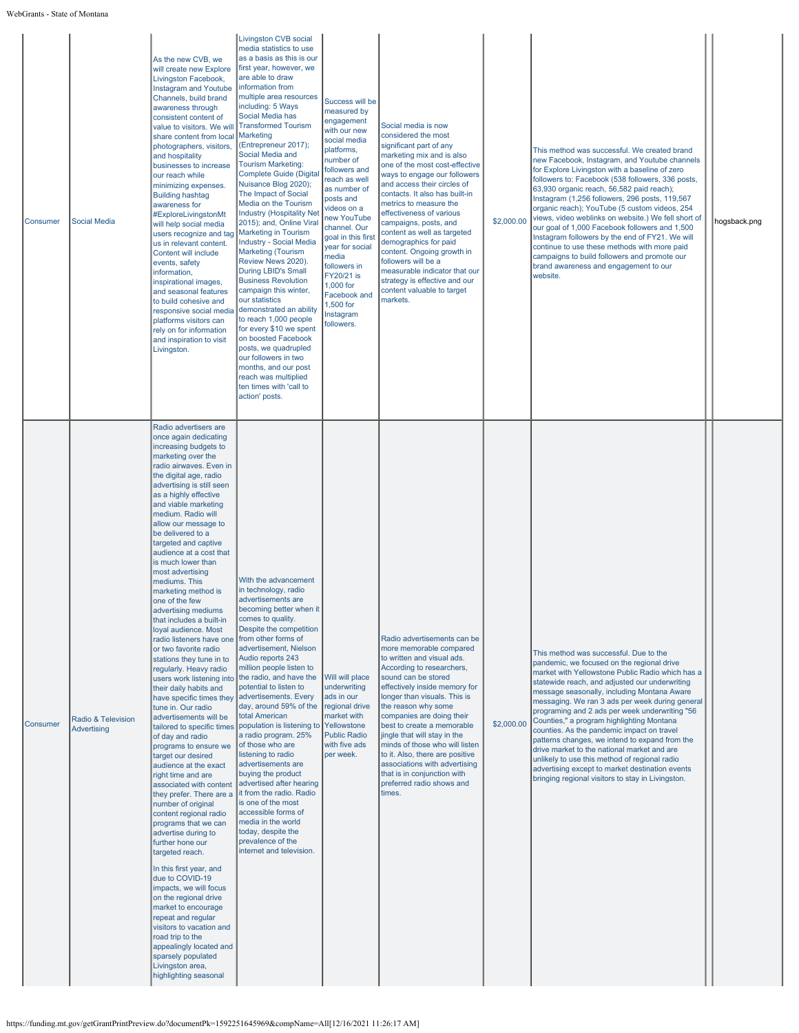| Consumer | Social Media | As the new CVB, we will create new Explore Livingston Facebook, Instagram and Youtube Channels, build brand awareness through consistent content of value to visitors. We will share content from local photographers, visitors, and hospitality businesses to increase our reach while minimizing expenses. Building hashtag awareness for #ExploreLivingstonMt will help social media users recognize and tag us in relevant content. Content will include events, safety information, inspirational images, and seasonal features to build cohesive and responsive social media platforms visitors can rely on for information and inspiration to visit Livingston. | Livingston CVB social media statistics to use as a basis as this is our first year, however, we are able to draw information from multiple area resources including: 5 Ways Social Media has Transformed Tourism Marketing (Entrepreneur 2017); Social Media and Tourism Marketing: Complete Guide (Digital Nuisance Blog 2020); The Impact of Social Media on the Tourism Industry (Hospitality Net 2015); and, Online Viral Marketing in Tourism Industry - Social Media Marketing (Tourism Review News 2020). During LBID's Small Business Revolution campaign this winter, our statistics demonstrated an ability to reach 1,000 people for every $10 we spent on boosted Facebook posts, we quadrupled our followers in two months, and our post reach was multiplied ten times with 'call to action' posts. | Success will be measured by engagement with our new social media platforms, number of followers and reach as well as number of posts and videos on a new YouTube channel. Our goal in this first year for social media followers in FY20/21 is 1,000 for Facebook and 1,500 for Instagram followers. | Social media is now considered the most significant part of any marketing mix and is also one of the most cost-effective ways to engage our followers and access their circles of contacts. It also has built-in metrics to measure the effectiveness of various campaigns, posts, and content as well as targeted demographics for paid content. Ongoing growth in followers will be a measurable indicator that our strategy is effective and our content valuable to target markets. | $2,000.00 | This method was successful. We created brand new Facebook, Instagram, and Youtube channels for Explore Livingston with a baseline of zero followers to: Facebook (538 followers, 336 posts, 63,930 organic reach, 56,582 paid reach); Instagram (1,256 followers, 296 posts, 119,567 organic reach); YouTube (5 custom videos, 254 views, video weblinks on website.) We fell short of our goal of 1,000 Facebook followers and 1,500 Instagram followers by the end of FY21. We will continue to use these methods with more paid campaigns to build followers and promote our brand awareness and engagement to our website. | | hogsback.png |
| Consumer | Radio & Television Advertising | Radio advertisers are once again dedicating increasing budgets to marketing over the radio airwaves. Even in the digital age, radio advertising is still seen as a highly effective and viable marketing medium. Radio will allow our message to be delivered to a targeted and captive audience at a cost that is much lower than most advertising mediums. This marketing method is one of the few advertising mediums that includes a built-in loyal audience. Most radio listeners have one or two favorite radio stations they tune in to regularly. Heavy radio users work listening into their daily habits and have specific times they tune in. Our radio advertisements will be tailored to specific times of day and radio programs to ensure we target our desired audience at the exact right time and are associated with content they prefer. There are a number of original content regional radio programs that we can advertise during to further hone our targeted reach.<br><br>In this first year, and due to COVID-19 impacts, we will focus on the regional drive market to encourage repeat and regular visitors to vacation and road trip to the appealingly located and sparsely populated Livingston area, highlighting seasonal | With the advancement in technology, radio advertisements are becoming better when it comes to quality. Despite the competition from other forms of advertisement, Nielson Audio reports 243 million people listen to the radio, and have the potential to listen to advertisements. Every day, around 59% of the total American population is listening to a radio program. 25% of those who are listening to radio advertisements are buying the product advertised after hearing it from the radio. Radio is one of the most accessible forms of media in the world today, despite the prevalence of the internet and television. | Will will place underwriting ads in our regional drive market with Yellowstone Public Radio with five ads per week. | Radio advertisements can be more memorable compared to written and visual ads. According to researchers, sound can be stored effectively inside memory for longer than visuals. This is the reason why some companies are doing their best to create a memorable jingle that will stay in the minds of those who will listen to it. Also, there are positive associations with advertising that is in conjunction with preferred radio shows and times. | $2,000.00 | This method was successful. Due to the pandemic, we focused on the regional drive market with Yellowstone Public Radio which has a statewide reach, and adjusted our underwriting message seasonally, including Montana Aware messaging. We ran 3 ads per week during general programing and 2 ads per week underwriting "56 Counties," a program highlighting Montana counties. As the pandemic impact on travel patterns changes, we intend to expand from the drive market to the national market and are unlikely to use this method of regional radio advertising except to market destination events bringing regional visitors to stay in Livingston. | | |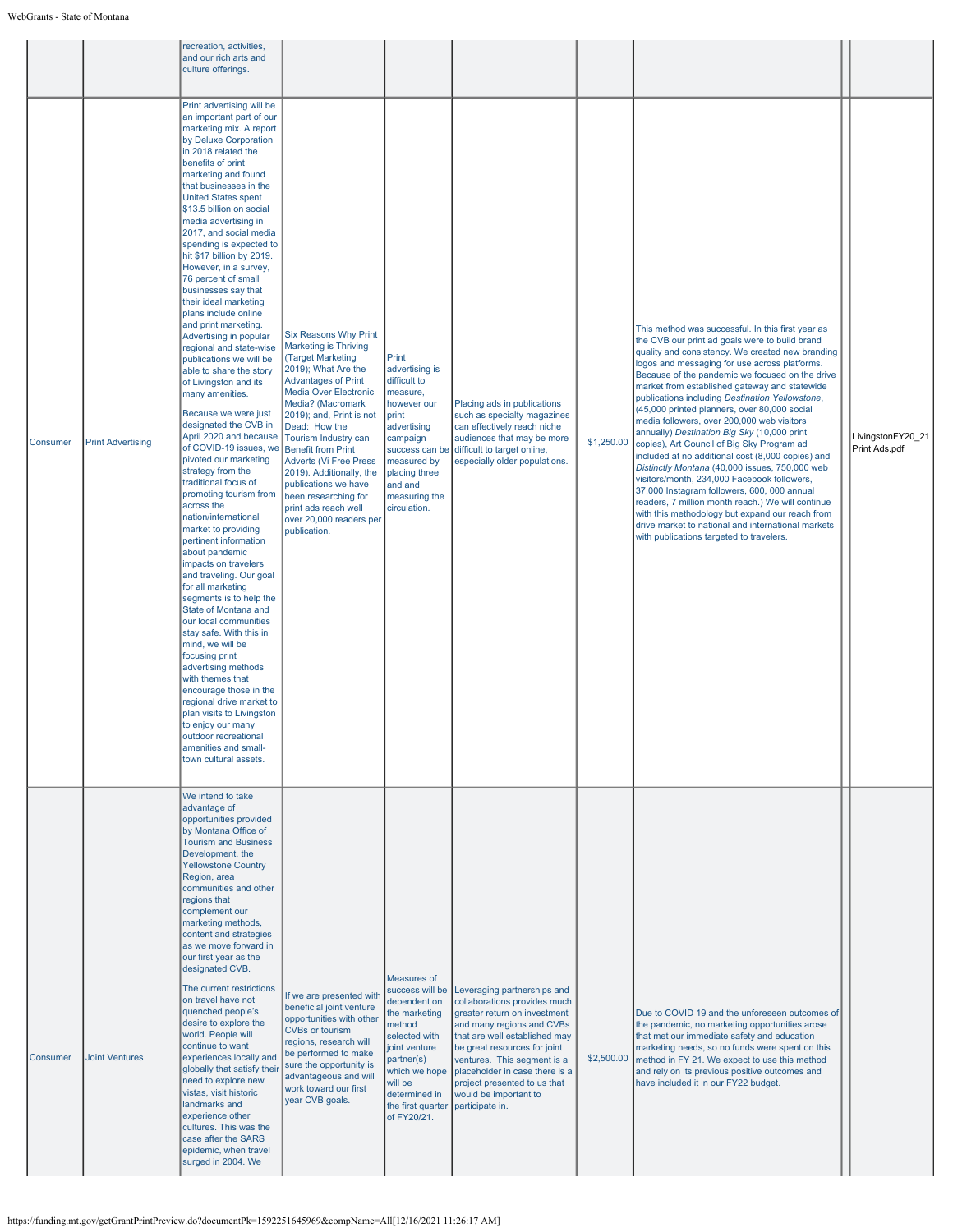| | | | | | | | | |
|---|---|---|---|---|---|---|---|---|
| | | recreation, activities, and our rich arts and culture offerings. | | | | | | |
| Consumer | Print Advertising | Print advertising will be an important part of our marketing mix. A report by Deluxe Corporation in 2018 related the benefits of print marketing and found that businesses in the United States spent $13.5 billion on social media advertising in 2017, and social media spending is expected to hit $17 billion by 2019. However, in a survey, 76 percent of small businesses say that their ideal marketing plans include online and print marketing. Advertising in popular regional and state-wise publications we will be able to share the story of Livingston and its many amenities.<br><br>Because we were just designated the CVB in April 2020 and because of COVID-19 issues, we pivoted our marketing strategy from the traditional focus of promoting tourism from across the nation/international market to providing pertinent information about pandemic impacts on travelers and traveling. Our goal for all marketing segments is to help the State of Montana and our local communities stay safe. With this in mind, we will be focusing print advertising methods with themes that encourage those in the regional drive market to plan visits to Livingston to enjoy our many outdoor recreational amenities and small-town cultural assets. | Six Reasons Why Print Marketing is Thriving (Target Marketing 2019); What Are the Advantages of Print Media Over Electronic Media? (Macromark 2019); and, Print is not Dead: How the Tourism Industry can Benefit from Print Adverts (Vi Free Press 2019). Additionally, the publications we have been researching for print ads reach well over 20,000 readers per publication. | Print advertising is difficult to measure, however our print advertising campaign success can be measured by placing three and and measuring the circulation. | Placing ads in publications such as specialty magazines can effectively reach niche audiences that may be more difficult to target online, especially older populations. | $1,250.00 | This method was successful. In this first year as the CVB our print ad goals were to build brand quality and consistency. We created new branding logos and messaging for use across platforms. Because of the pandemic we focused on the drive market from established gateway and statewide publications including *Destination Yellowstone*, (45,000 printed planners, over 80,000 social media followers, over 200,000 web visitors annually) *Destination Big Sky* (10,000 print copies), Art Council of Big Sky Program ad included at no additional cost (8,000 copies) and *Distinctly Montana* (40,000 issues, 750,000 web visitors/month, 234,000 Facebook followers, 37,000 Instagram followers, 600, 000 annual readers, 7 million month reach.) We will continue with this methodology but expand our reach from drive market to national and international markets with publications targeted to travelers. | | LivingstonFY20_21 Print Ads.pdf |
| Consumer | Joint Ventures | We intend to take advantage of opportunities provided by Montana Office of Tourism and Business Development, the Yellowstone Country Region, area communities and other regions that complement our marketing methods, content and strategies as we move forward in our first year as the designated CVB.<br><br>The current restrictions on travel have not quenched people's desire to explore the world. People will continue to want experiences locally and globally that satisfy their need to explore new vistas, visit historic landmarks and experience other cultures. This was the case after the SARS epidemic, when travel surged in 2004. We | If we are presented with beneficial joint venture opportunities with other CVBs or tourism regions, research will be performed to make sure the opportunity is advantageous and will work toward our first year CVB goals. | Measures of success will be dependent on the marketing method selected with joint venture partner(s) which we hope will be determined in the first quarter of FY20/21. | Leveraging partnerships and collaborations provides much greater return on investment and many regions and CVBs that are well established may be great resources for joint ventures. This segment is a placeholder in case there is a project presented to us that would be important to participate in. | $2,500.00 | Due to COVID 19 and the unforeseen outcomes of the pandemic, no marketing opportunities arose that met our immediate safety and education marketing needs, so no funds were spent on this method in FY 21. We expect to use this method and rely on its previous positive outcomes and have included it in our FY22 budget. | | |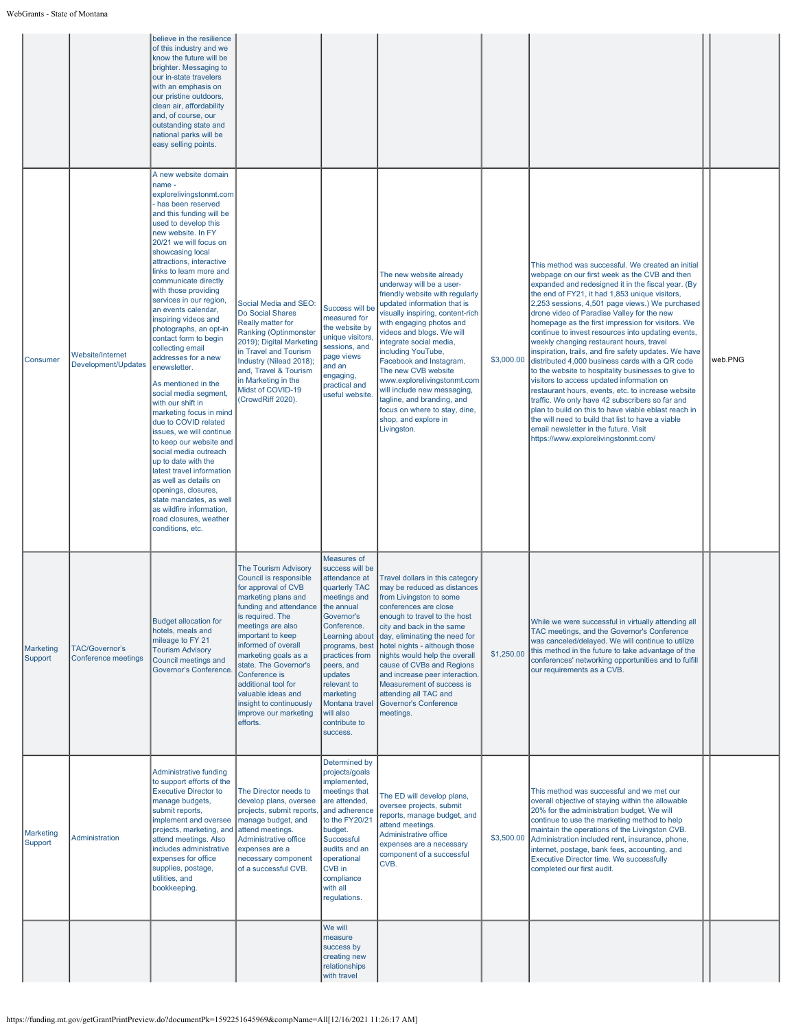| | | | | | | | | | |
|---|---|---|---|---|---|---|---|---|---|
| | | believe in the resilience of this industry and we know the future will be brighter. Messaging to our in-state travelers with an emphasis on our pristine outdoors, clean air, affordability and, of course, our outstanding state and national parks will be easy selling points. | | | | | | | |
| Consumer | Website/Internet Development/Updates | A new website domain name - explorelivingstonmt.com - has been reserved and this funding will be used to develop this new website. In FY 20/21 we will focus on showcasing local attractions, interactive links to learn more and communicate directly with those providing services in our region, an events calendar, inspiring videos and photographs, an opt-in contact form to begin collecting email addresses for a new enewsletter.<br><br>As mentioned in the social media segment, with our shift in marketing focus in mind due to COVID related issues, we will continue to keep our website and social media outreach up to date with the latest travel information as well as details on openings, closures, state mandates, as well as wildfire information, road closures, weather conditions, etc. | Social Media and SEO: Do Social Shares Really matter for Ranking (Optinmonster 2019); Digital Marketing in Travel and Tourism Industry (Nilead 2018); and, Travel & Tourism in Marketing in the Midst of COVID-19 (CrowdRiff 2020). | Success will be measured for the website by unique visitors, sessions, and page views and an engaging, practical and useful website. | The new website already underway will be a user-friendly website with regularly updated information that is visually inspiring, content-rich with engaging photos and videos and blogs. We will integrate social media, including YouTube, Facebook and Instagram. The new CVB website www.explorelivingstonmt.com will include new messaging, tagline, and branding, and focus on where to stay, dine, shop, and explore in Livingston. | $3,000.00 | This method was successful. We created an initial webpage on our first week as the CVB and then expanded and redesigned it in the fiscal year. (By the end of FY21, it had 1,853 unique visitors, 2,253 sessions, 4,501 page views.) We purchased drone video of Paradise Valley for the new homepage as the first impression for visitors. We continue to invest resources into updating events, weekly changing restaurant hours, travel inspiration, trails, and fire safety updates. We have distributed 4,000 business cards with a QR code to the website to hospitality businesses to give to visitors to access updated information on restaurant hours, events, etc. to increase website traffic. We only have 42 subscribers so far and plan to build on this to have viable eblast reach in the will need to build that list to have a viable email newsletter in the future. Visit https://www.explorelivingstonmt.com/ | | web.PNG |
| Marketing Support | TAC/Governor's Conference meetings | Budget allocation for hotels, meals and mileage to FY 21 Tourism Advisory Council meetings and Governor's Conference. | The Tourism Advisory Council is responsible for approval of CVB marketing plans and funding and attendance is required. The meetings are also important to keep informed of overall marketing goals as a state. The Governor's Conference is additional tool for valuable ideas and insight to continuously improve our marketing efforts. | Measures of success will be attendance at quarterly TAC meetings and the annual Governor's Conference. Learning about programs, best practices from peers, and updates relevant to marketing Montana travel will also contribute to success. | Travel dollars in this category may be reduced as distances from Livingston to some conferences are close enough to travel to the host city and back in the same day, eliminating the need for hotel nights - although those nights would help the overall cause of CVBs and Regions and increase peer interaction. Measurement of success is attending all TAC and Governor's Conference meetings. | $1,250.00 | While we were successful in virtually attending all TAC meetings, and the Governor's Conference was canceled/delayed. We will continue to utilize this method in the future to take advantage of the conferences' networking opportunities and to fulfill our requirements as a CVB. | | |
| Marketing Support | Administration | Administrative funding to support efforts of the Executive Director to manage budgets, submit reports, implement and oversee projects, marketing, and attend meetings. Also includes administrative expenses for office supplies, postage, utilities, and bookkeeping. | The Director needs to develop plans, oversee projects, submit reports, manage budget, and attend meetings. Administrative office expenses are a necessary component of a successful CVB. | Determined by projects/goals implemented, meetings that are attended, and adherence to the FY20/21 budget. Successful audits and an operational CVB in compliance with all regulations. | The ED will develop plans, oversee projects, submit reports, manage budget, and attend meetings. Administrative office expenses are a necessary component of a successful CVB. | $3,500.00 | This method was successful and we met our overall objective of staying within the allowable 20% for the administration budget. We will continue to use the marketing method to help maintain the operations of the Livingston CVB. Administration included rent, insurance, phone, internet, postage, bank fees, accounting, and Executive Director time. We successfully completed our first audit. | | |
| | | | | We will measure success by creating new relationships with travel | | | | | |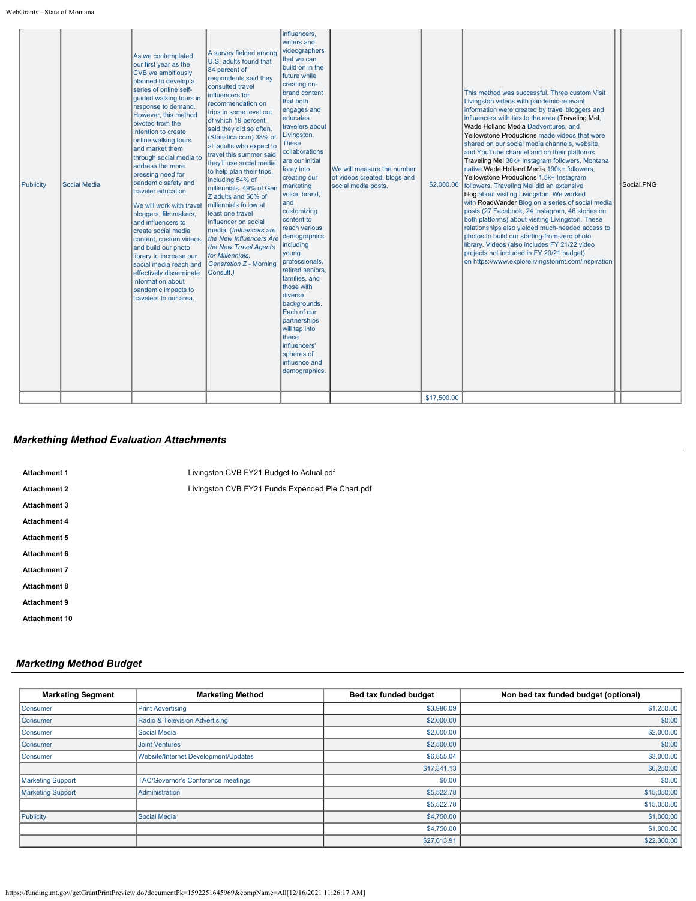| Publicity | Social Media | As we contemplated our first year as the CVB we ambitiously planned to develop a series of online self-guided walking tours in response to demand. However, this method pivoted from the intention to create online walking tours and market them through social media to address the more pressing need for pandemic safety and traveler education.<br><br>We will work with travel bloggers, filmmakers, and influencers to create social media content, custom videos, and build our photo library to increase our social media reach and effectively disseminate information about pandemic impacts to travelers to our area. | A survey fielded among U.S. adults found that 84 percent of respondents said they consulted travel influencers for recommendation on trips in some level out of which 19 percent said they did so often. (Statistica.com) 38% of all adults who expect to travel this summer said they'll use social media to help plan their trips, including 54% of millennials. 49% of Gen Z adults and 50% of millennials follow at least one travel influencer on social media. (*Influencers are the New Influencers Are the New Travel Agents for Millennials, Generation Z* - Morning Consult.) | influencers, writers and videographers that we can build on in the future while creating on-brand content that both engages and educates travelers about Livingston. These collaborations are our initial foray into creating our marketing voice, brand, and customizing content to reach various demographics including young professionals, retired seniors, families, and those with diverse backgrounds. Each of our partnerships will tap into these influencers' spheres of influence and demographics. | We will measure the number of videos created, blogs and social media posts. | $2,000.00 | This method was successful. Three custom Visit Livingston videos with pandemic-relevant information were created by travel bloggers and influencers with ties to the area (Traveling Mel, Wade Holland Media Dadventures, and Yellowstone Productions made videos that were shared on our social media channels, website, and YouTube channel and on their platforms. Traveling Mel 38k+ Instagram followers, Montana native Wade Holland Media 190k+ followers, Yellowstone Productions 1.5k+ Instagram followers. Traveling Mel did an extensive blog about visiting Livingston. We worked with RoadWander Blog on a series of social media posts (27 Facebook, 24 Instagram, 46 stories on both platforms) about visiting Livingston. These relationships also yielded much-needed access to photos to build our starting-from-zero photo library. Videos (also includes FY 21/22 video projects not included in FY 20/21 budget) on https://www.explorelivingstonmt.com/inspiration | | Social.PNG |
|---|---|---|---|---|---|---|---|---|---|
| | | | | | | $17,500.00 | | | |

## *Markething Method Evaluation Attachments*

| | |
|---|---|
| **Attachment 1** | Livingston CVB FY21 Budget to Actual.pdf |
| **Attachment 2** | Livingston CVB FY21 Funds Expended Pie Chart.pdf |
| **Attachment 3** | |
| **Attachment 4** | |
| **Attachment 5** | |
| **Attachment 6** | |
| **Attachment 7** | |
| **Attachment 8** | |
| **Attachment 9** | |
| **Attachment 10** | |

## *Marketing Method Budget*

| Marketing Segment | Marketing Method | Bed tax funded budget | Non bed tax funded budget (optional) |
|---|---|---|---|
| Consumer | Print Advertising | $3,986.09 | $1,250.00 |
| Consumer | Radio & Television Advertising | $2,000.00 | $0.00 |
| Consumer | Social Media | $2,000.00 | $2,000.00 |
| Consumer | Joint Ventures | $2,500.00 | $0.00 |
| Consumer | Website/Internet Development/Updates | $6,855.04 | $3,000.00 |
| | | $17,341.13 | $6,250.00 |
| Marketing Support | TAC/Governor's Conference meetings | $0.00 | $0.00 |
| Marketing Support | Administration | $5,522.78 | $15,050.00 |
| | | $5,522.78 | $15,050.00 |
| Publicity | Social Media | $4,750.00 | $1,000.00 |
| | | $4,750.00 | $1,000.00 |
| | | $27,613.91 | $22,300.00 |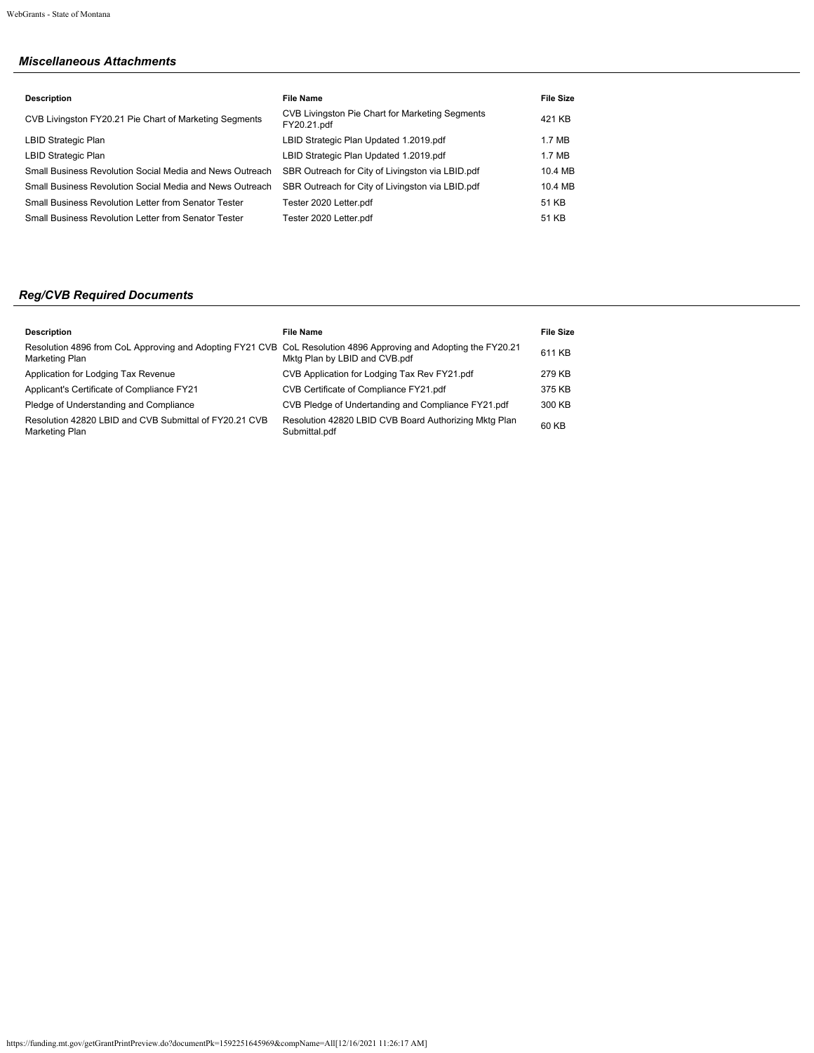### *Miscellaneous Attachments*

| Description | File Name | File Size |
|---|---|---|
| CVB Livingston FY20.21 Pie Chart of Marketing Segments | CVB Livingston Pie Chart for Marketing Segments FY20.21.pdf | 421 KB |
| LBID Strategic Plan | LBID Strategic Plan Updated 1.2019.pdf | 1.7 MB |
| LBID Strategic Plan | LBID Strategic Plan Updated 1.2019.pdf | 1.7 MB |
| Small Business Revolution Social Media and News Outreach | SBR Outreach for City of Livingston via LBID.pdf | 10.4 MB |
| Small Business Revolution Social Media and News Outreach | SBR Outreach for City of Livingston via LBID.pdf | 10.4 MB |
| Small Business Revolution Letter from Senator Tester | Tester 2020 Letter.pdf | 51 KB |
| Small Business Revolution Letter from Senator Tester | Tester 2020 Letter.pdf | 51 KB |

### *Reg/CVB Required Documents*

| Description | File Name | File Size |
|---|---|---|
| Resolution 4896 from CoL Approving and Adopting FY21 CVB Marketing Plan | CoL Resolution 4896 Approving and Adopting the FY20.21 Mktg Plan by LBID and CVB.pdf | 611 KB |
| Application for Lodging Tax Revenue | CVB Application for Lodging Tax Rev FY21.pdf | 279 KB |
| Applicant's Certificate of Compliance FY21 | CVB Certificate of Compliance FY21.pdf | 375 KB |
| Pledge of Understanding and Compliance | CVB Pledge of Undertanding and Compliance FY21.pdf | 300 KB |
| Resolution 42820 LBID and CVB Submittal of FY20.21 CVB Marketing Plan | Resolution 42820 LBID CVB Board Authorizing Mktg Plan Submittal.pdf | 60 KB |